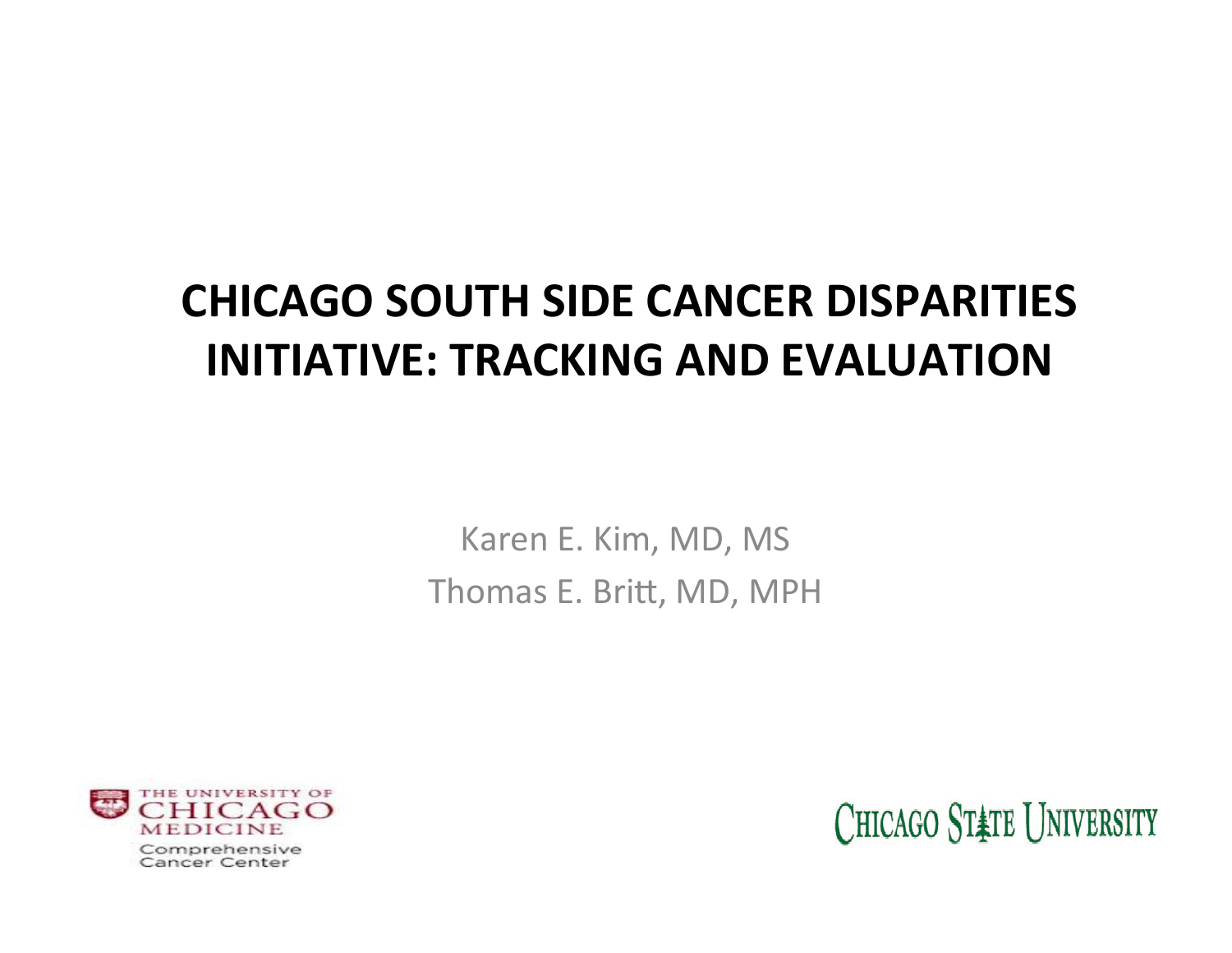# CHICAGO SOUTH SIDE CANCER DISPARITIES INITIATIVE: TRACKING AND EVALUATION

Karen E. Kim, MD, MS

Thomas E. Britt, MD, MPH

THE UNIVERSITY OF CHICAGO MEDICINE
Comprehensive Cancer Center

CHICAGO STATE UNIVERSITY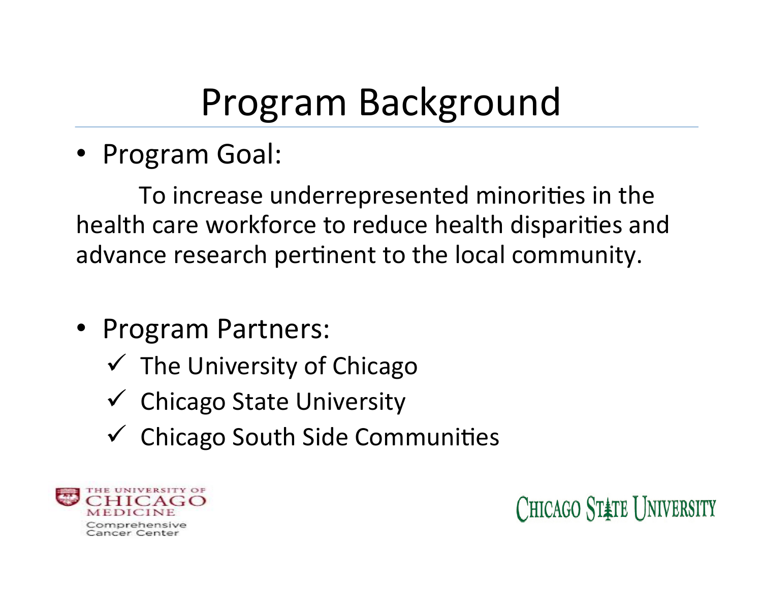# Program Background

- Program Goal:

  To increase underrepresented minorities in the health care workforce to reduce health disparities and advance research pertinent to the local community.

- Program Partners:
  - ✓ The University of Chicago
  - ✓ Chicago State University
  - ✓ Chicago South Side Communities

THE UNIVERSITY OF CHICAGO MEDICINE
Comprehensive Cancer Center

CHICAGO STATE UNIVERSITY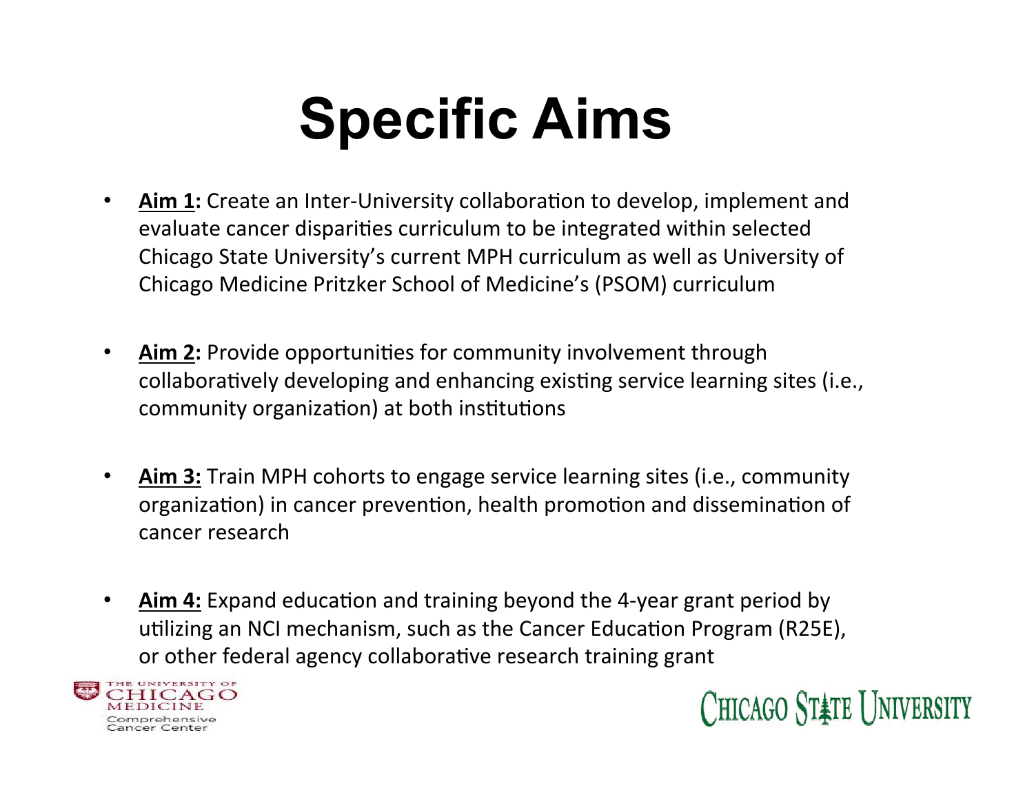# Specific Aims

- **Aim 1:** Create an Inter-University collaboration to develop, implement and evaluate cancer disparities curriculum to be integrated within selected Chicago State University's current MPH curriculum as well as University of Chicago Medicine Pritzker School of Medicine's (PSOM) curriculum

- **Aim 2:** Provide opportunities for community involvement through collaboratively developing and enhancing existing service learning sites (i.e., community organization) at both institutions

- **Aim 3:** Train MPH cohorts to engage service learning sites (i.e., community organization) in cancer prevention, health promotion and dissemination of cancer research

- **Aim 4:** Expand education and training beyond the 4-year grant period by utilizing an NCI mechanism, such as the Cancer Education Program (R25E), or other federal agency collaborative research training grant

THE UNIVERSITY OF CHICAGO MEDICINE Comprehensive Cancer Center

CHICAGO STATE UNIVERSITY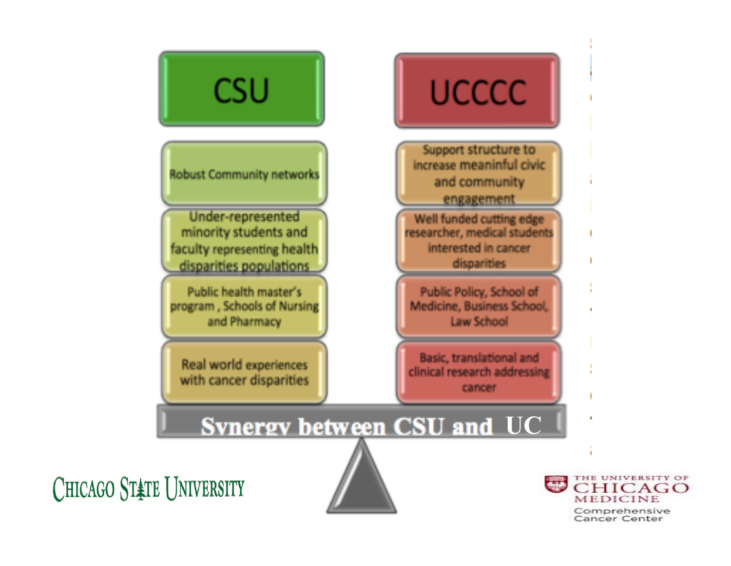| CSU | UCCCC |
| --- | --- |
| Robust Community networks | Support structure to increase meaninful civic and community engagement |
| Under-represented minority students and faculty representing health disparities populations | Well funded cutting edge researcher, medical students interested in cancer disparities |
| Public health master's program , Schools of Nursing and Pharmacy | Public Policy, School of Medicine, Business School, Law School |
| Real world experiences with cancer disparities | Basic, translational and clinical research addressing cancer |

**Synergy between CSU and UC**

CHICAGO STATE UNIVERSITY

THE UNIVERSITY OF CHICAGO MEDICINE
Comprehensive Cancer Center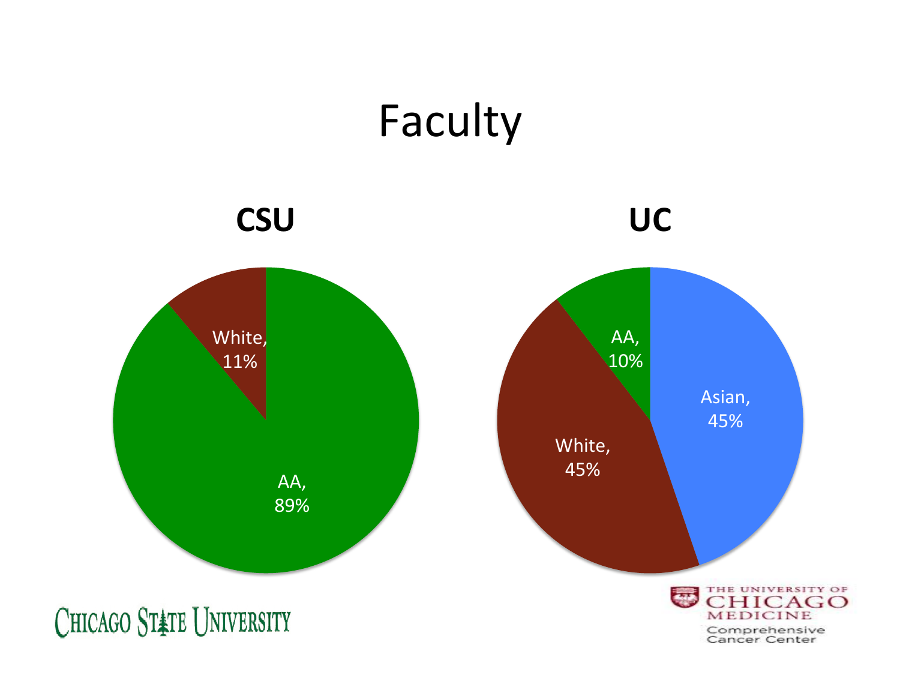# Faculty

**CSU**

White, 11%

AA, 89%

**UC**

AA, 10%

Asian, 45%

White, 45%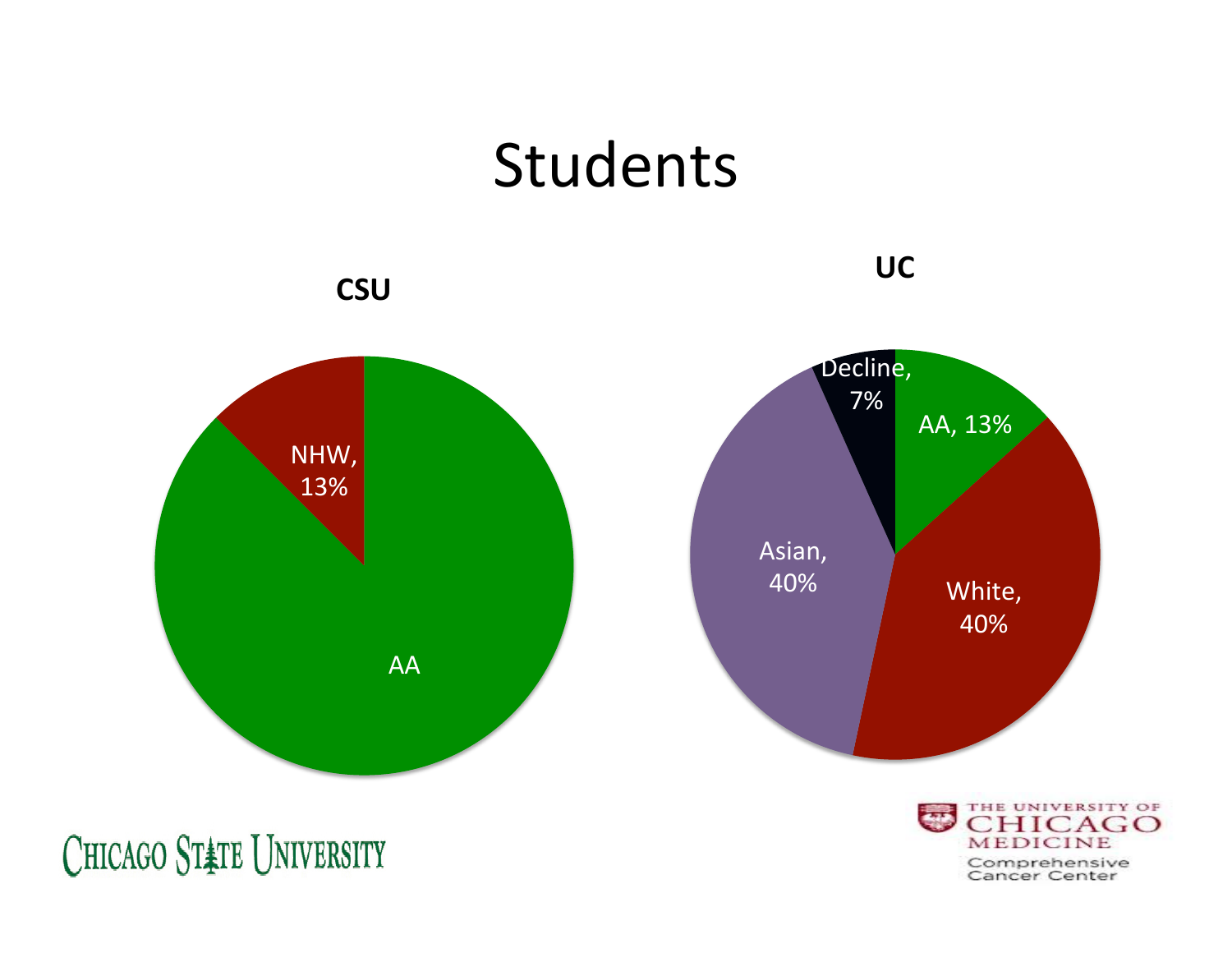# Students

**CSU**

NHW, 13%

AA

**UC**

Decline, 7%

AA, 13%

White, 40%

Asian, 40%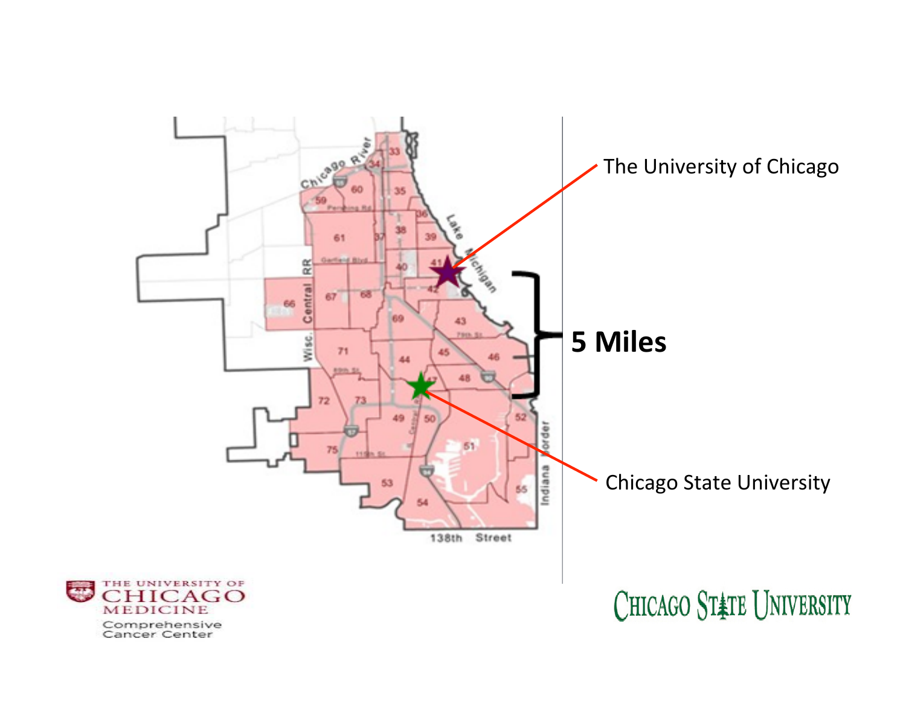The University of Chicago

5 Miles

Chicago State University

THE UNIVERSITY OF CHICAGO MEDICINE

Comprehensive Cancer Center

CHICAGO STATE UNIVERSITY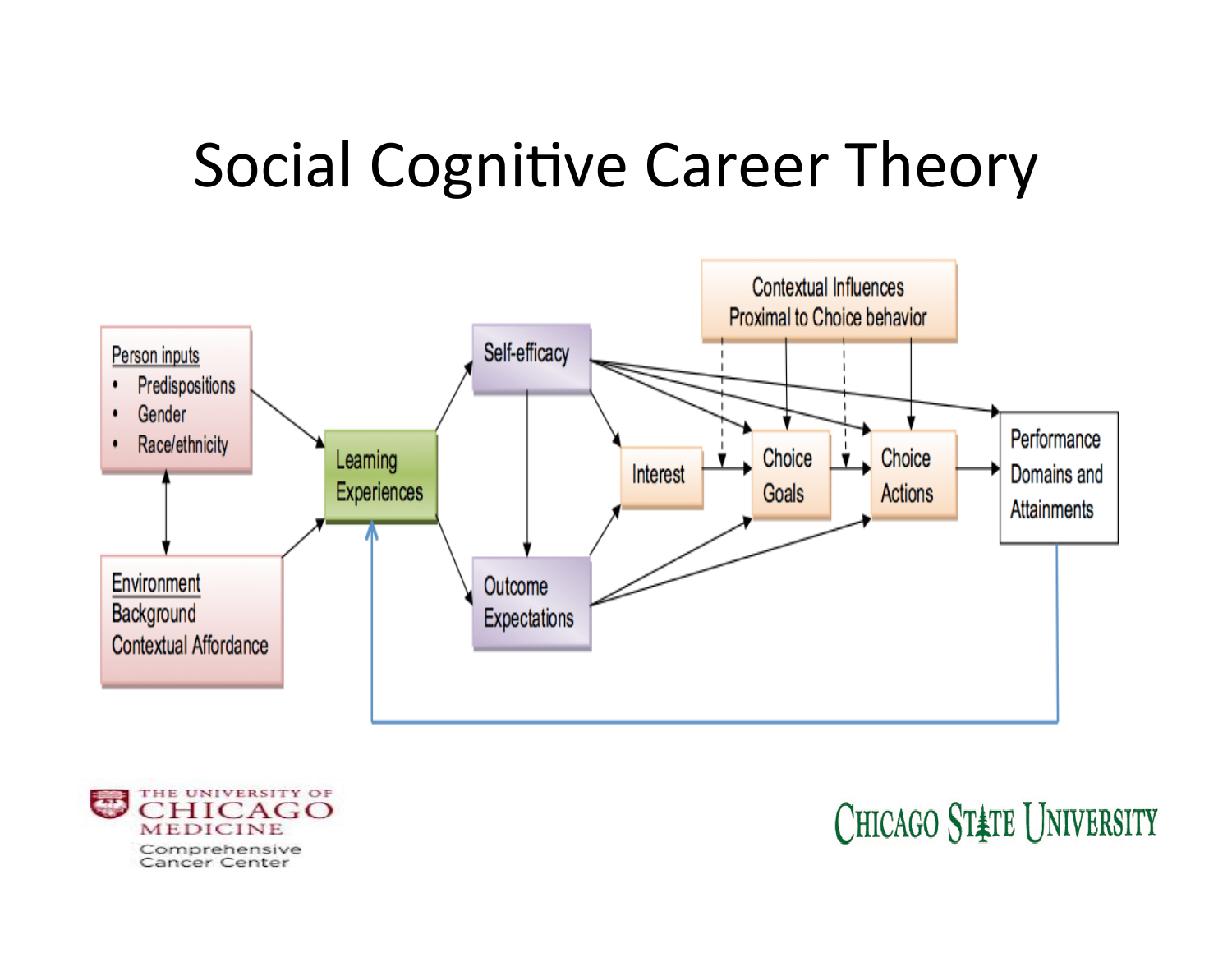# Social Cognitive Career Theory

Person inputs
- Predispositions
- Gender
- Race/ethnicity

Environment
Background
Contextual Affordance

Learning Experiences

Self-efficacy

Outcome Expectations

Interest

Contextual Influences Proximal to Choice behavior

Choice Goals

Choice Actions

Performance Domains and Attainments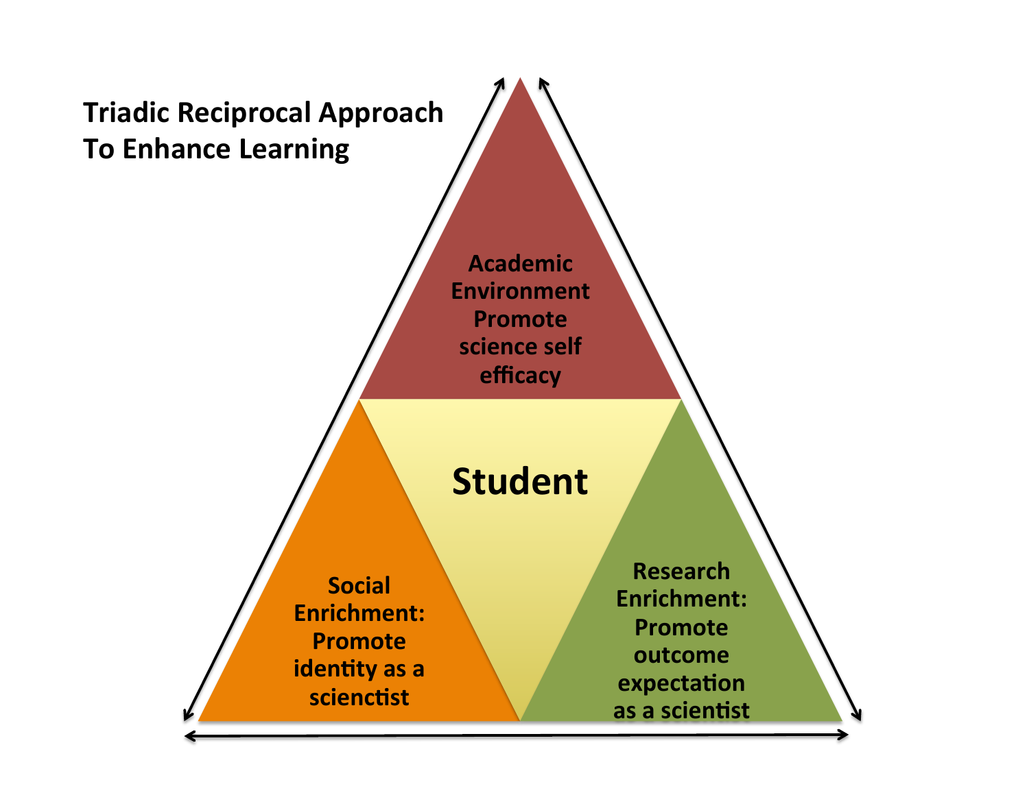Triadic Reciprocal Approach To Enhance Learning

Academic Environment Promote science self efficacy

Student

Social Enrichment: Promote identity as a scienctist

Research Enrichment: Promote outcome expectation as a scientist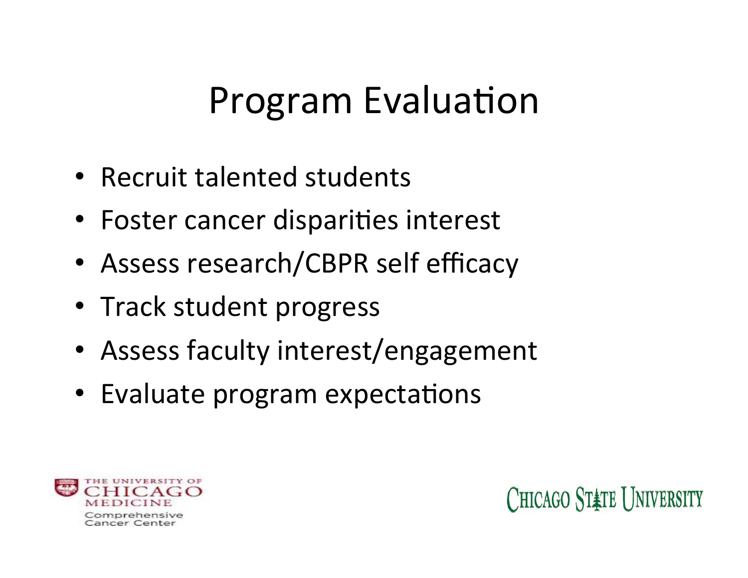# Program Evaluation

- Recruit talented students
- Foster cancer disparities interest
- Assess research/CBPR self efficacy
- Track student progress
- Assess faculty interest/engagement
- Evaluate program expectations

THE UNIVERSITY OF CHICAGO MEDICINE Comprehensive Cancer Center

CHICAGO STATE UNIVERSITY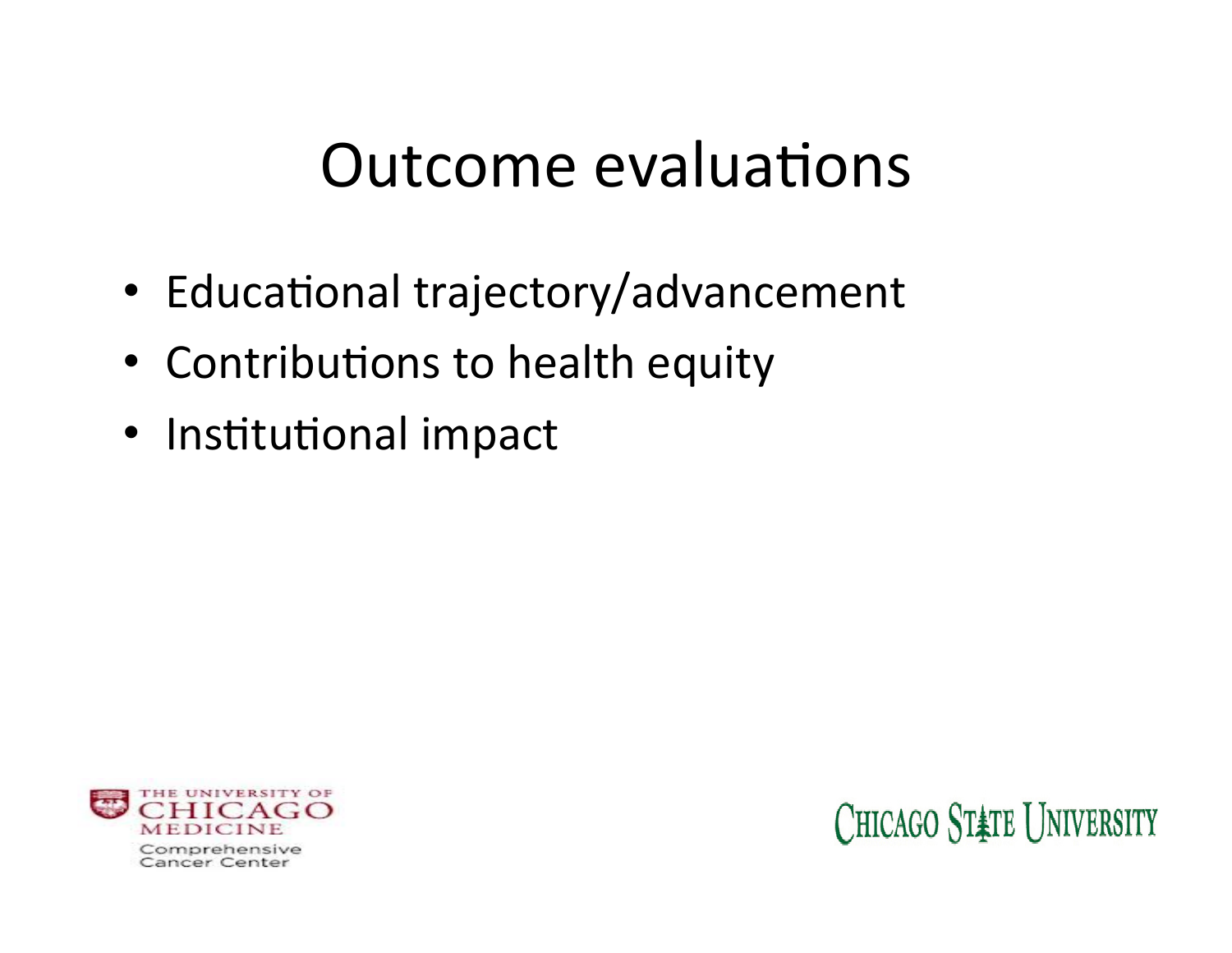# Outcome evaluations

- Educational trajectory/advancement
- Contributions to health equity
- Institutional impact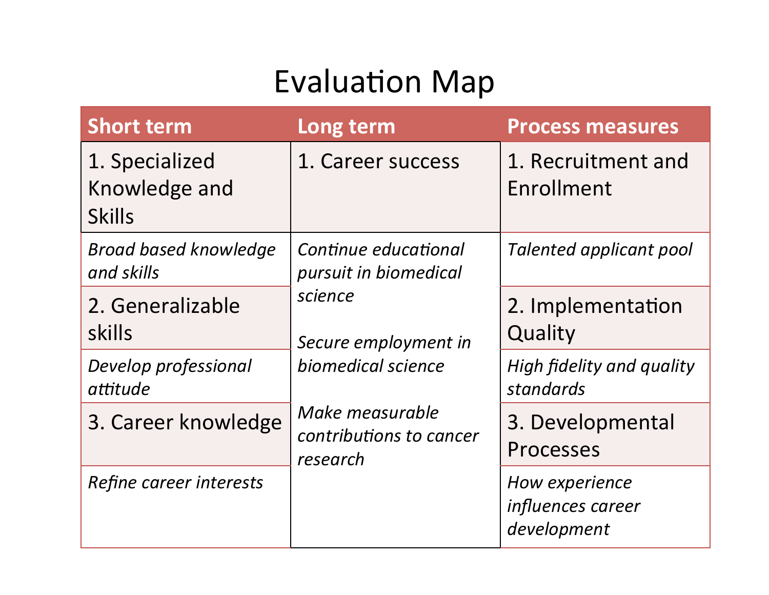# Evaluation Map

| Short term | Long term | Process measures |
|---|---|---|
| 1. Specialized Knowledge and Skills | 1. Career success | 1. Recruitment and Enrollment |
| *Broad based knowledge and skills* | *Continue educational pursuit in biomedical science* | *Talented applicant pool* |
| 2. Generalizable skills | | 2. Implementation Quality |
| *Develop professional attitude* | *Secure employment in biomedical science* | *High fidelity and quality standards* |
| 3. Career knowledge | *Make measurable contributions to cancer research* | 3. Developmental Processes |
| *Refine career interests* | | *How experience influences career development* |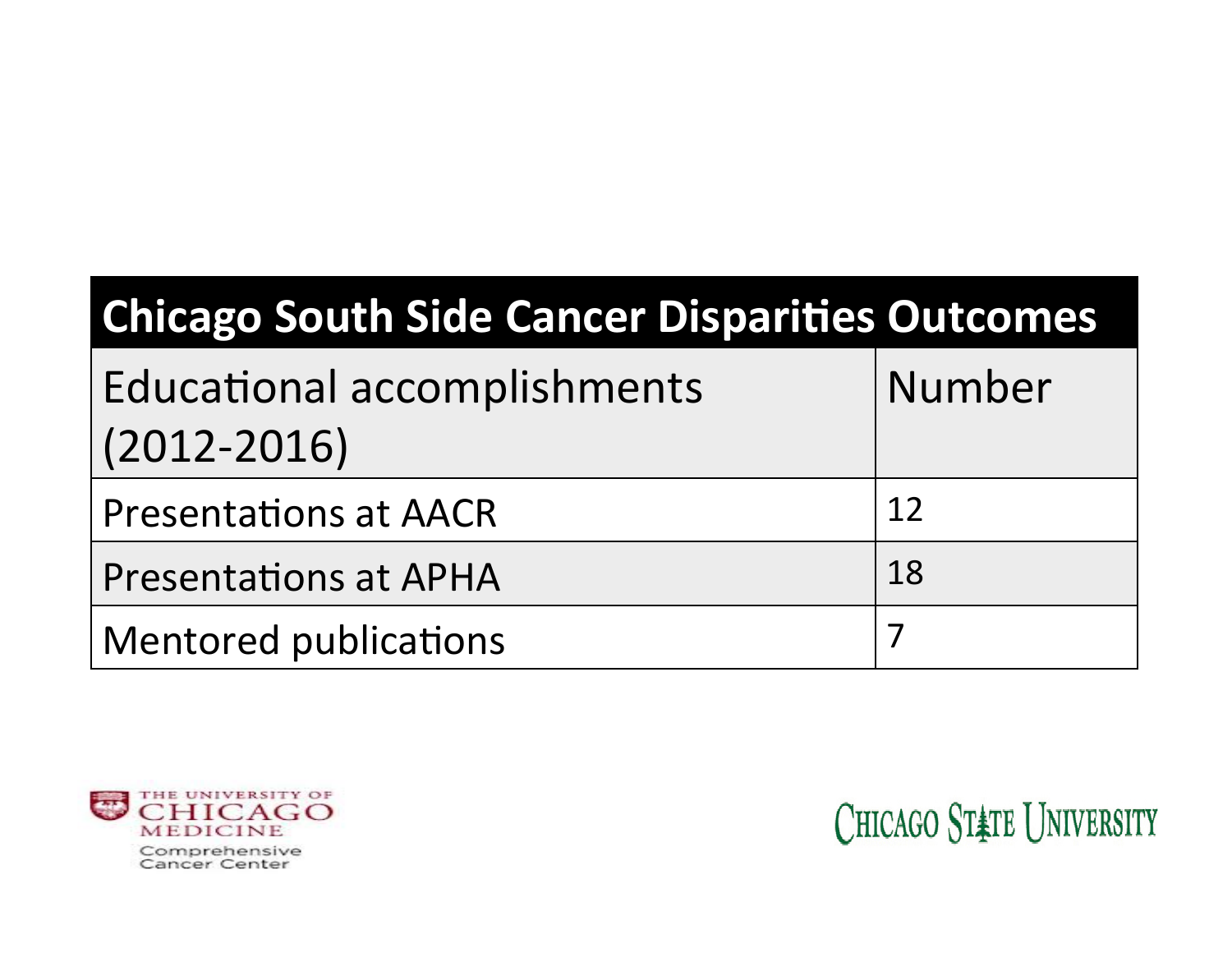| Chicago South Side Cancer Disparities Outcomes | |
|---|---|
| Educational accomplishments (2012-2016) | Number |
| Presentations at AACR | 12 |
| Presentations at APHA | 18 |
| Mentored publications | 7 |

THE UNIVERSITY OF CHICAGO MEDICINE
Comprehensive Cancer Center

CHICAGO STATE UNIVERSITY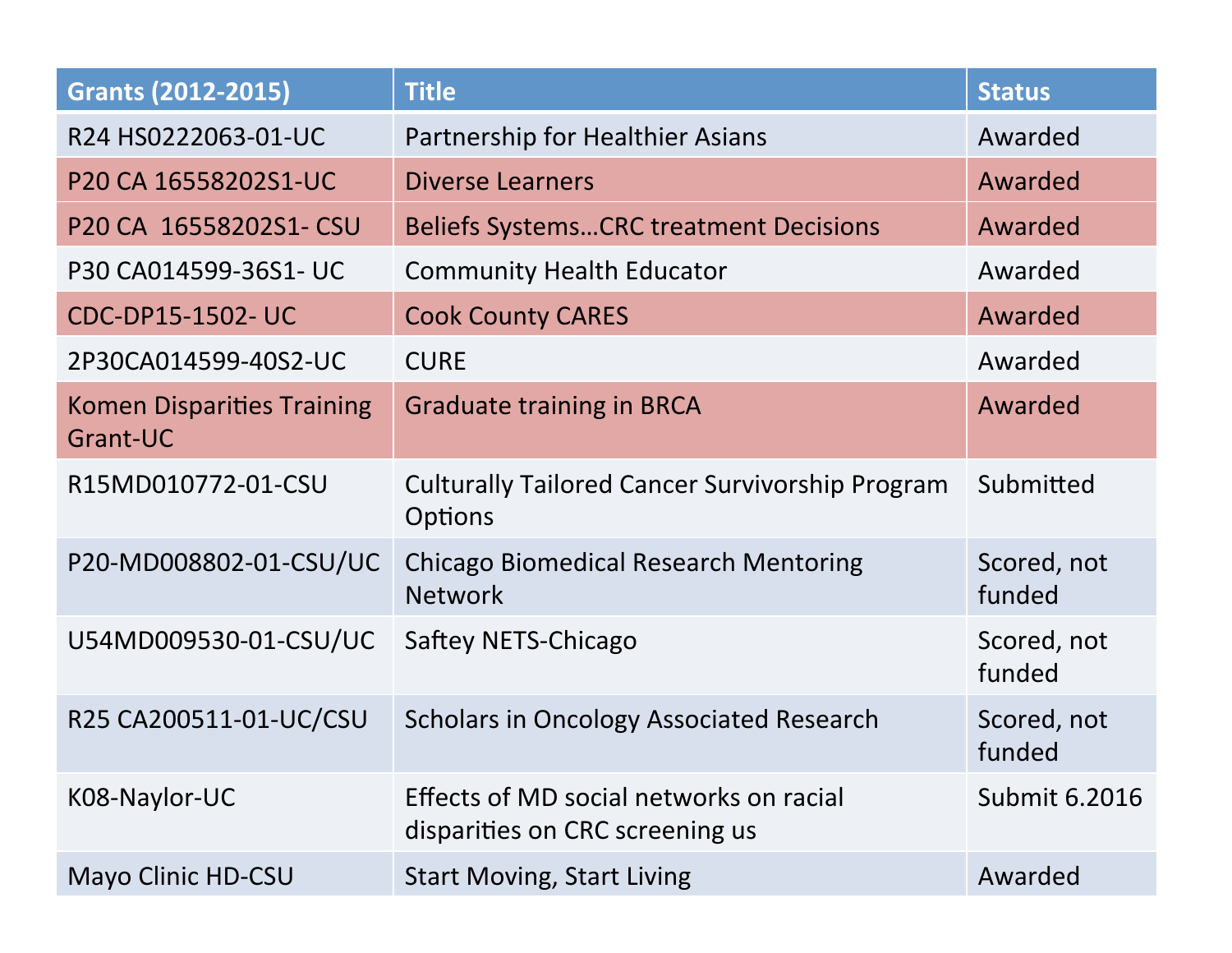| Grants (2012-2015) | Title | Status |
| --- | --- | --- |
| R24 HS0222063-01-UC | Partnership for Healthier Asians | Awarded |
| P20 CA 16558202S1-UC | Diverse Learners | Awarded |
| P20 CA  16558202S1- CSU | Beliefs Systems…CRC treatment Decisions | Awarded |
| P30 CA014599-36S1- UC | Community Health Educator | Awarded |
| CDC-DP15-1502- UC | Cook County CARES | Awarded |
| 2P30CA014599-40S2-UC | CURE | Awarded |
| Komen Disparities Training Grant-UC | Graduate training in BRCA | Awarded |
| R15MD010772-01-CSU | Culturally Tailored Cancer Survivorship Program Options | Submitted |
| P20-MD008802-01-CSU/UC | Chicago Biomedical Research Mentoring Network | Scored, not funded |
| U54MD009530-01-CSU/UC | Saftey NETS-Chicago | Scored, not funded |
| R25 CA200511-01-UC/CSU | Scholars in Oncology Associated Research | Scored, not funded |
| K08-Naylor-UC | Effects of MD social networks on racial disparities on CRC screening us | Submit 6.2016 |
| Mayo Clinic HD-CSU | Start Moving, Start Living | Awarded |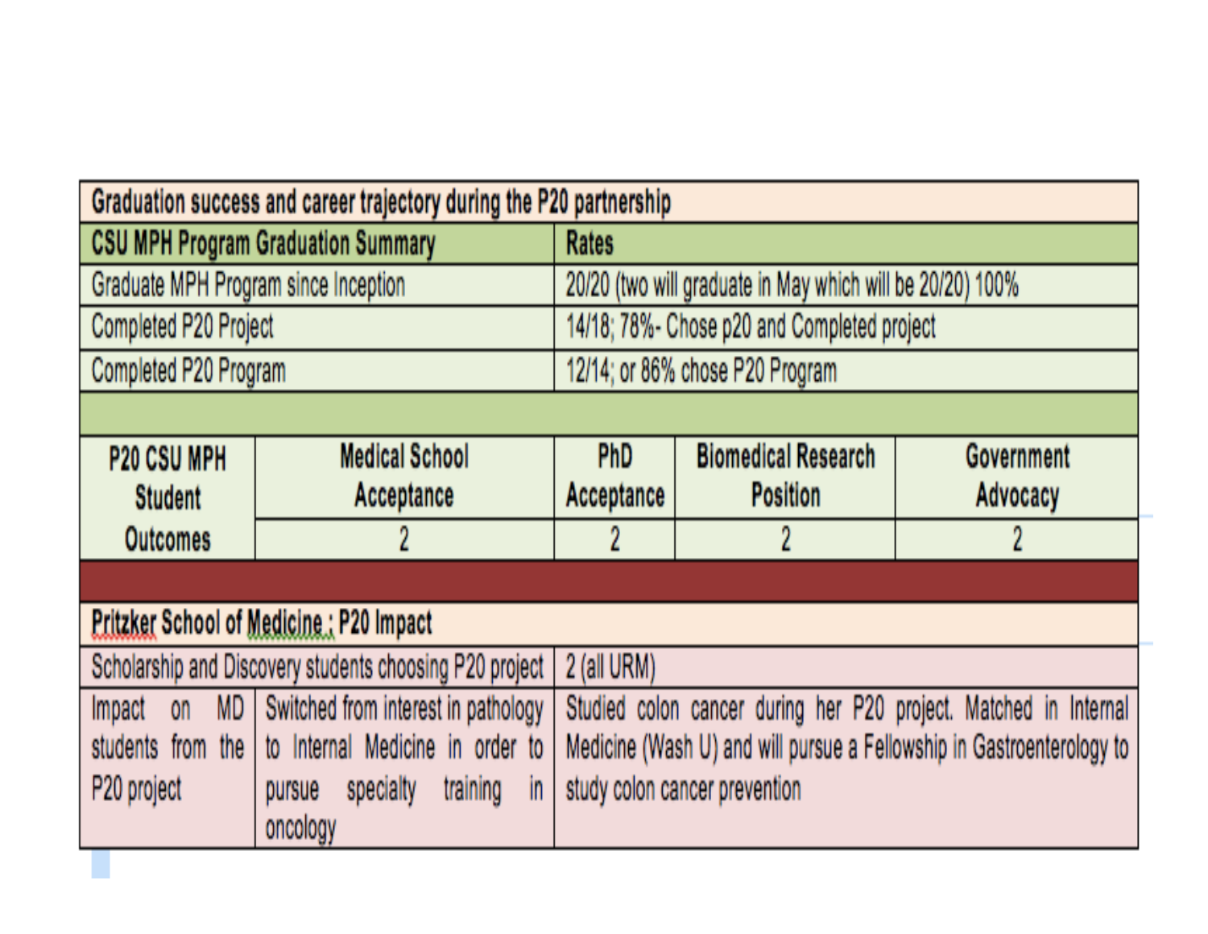| Graduation success and career trajectory during the P20 partnership | | | | |
|---|---|---|---|---|
| **CSU MPH Program Graduation Summary** | | **Rates** | | |
| Graduate MPH Program since Inception | | 20/20 (two will graduate in May which will be 20/20) 100% | | |
| Completed P20 Project | | 14/18; 78%- Chose p20 and Completed project | | |
| Completed P20 Program | | 12/14; or 86% chose P20 Program | | |
| | | | | |
| **P20 CSU MPH Student Outcomes** | **Medical School Acceptance** | **PhD Acceptance** | **Biomedical Research Position** | **Government Advocacy** |
| | 2 | 2 | 2 | 2 |
| | | | | |
| **Pritzker School of Medicine ; P20 Impact** | | | | |
| Scholarship and Discovery students choosing P20 project | | 2 (all URM) | | |
| Impact on MD students from the P20 project | Switched from interest in pathology to Internal Medicine in order to pursue specialty training in oncology | Studied colon cancer during her P20 project. Matched in Internal Medicine (Wash U) and will pursue a Fellowship in Gastroenterology to study colon cancer prevention | | |